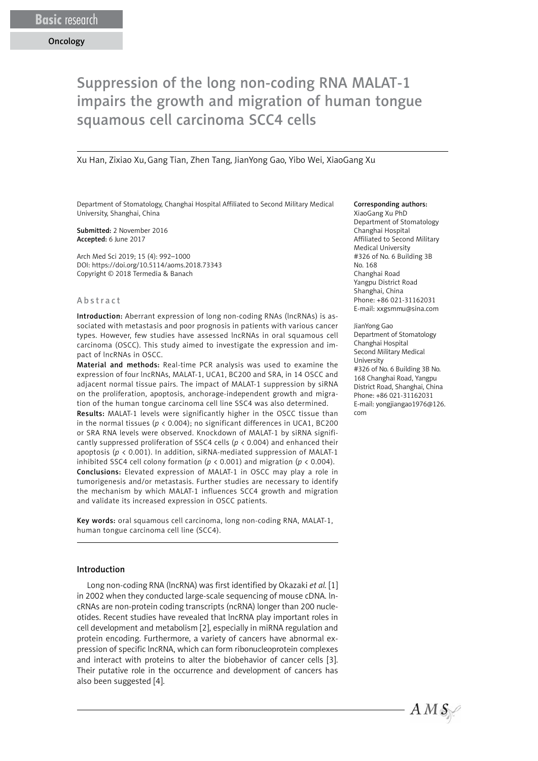Basic research

Oncology

# Suppression of the long non-coding RNA MALAT-1 impairs the growth and migration of human tongue squamous cell carcinoma SCC4 cells

Xu Han, Zixiao Xu, Gang Tian, Zhen Tang, JianYong Gao, Yibo Wei, XiaoGang Xu

Department of Stomatology, Changhai Hospital Affiliated to Second Military Medical University, Shanghai, China

**Submitted:** 2 November 2016
**Accepted:** 6 June 2017

Arch Med Sci 2019; 15 (4): 992–1000
DOI: https://doi.org/10.5114/aoms.2018.73343
Copyright © 2018 Termedia & Banach

**Corresponding authors:**
XiaoGang Xu PhD
Department of Stomatology
Changhai Hospital
Affiliated to Second Military
Medical University
#326 of No. 6 Building 3B
No. 168
Changhai Road
Yangpu District Road
Shanghai, China
Phone: +86 021-31162031
E-mail: xxgsmmu@sina.com

JianYong Gao
Department of Stomatology
Changhai Hospital
Second Military Medical
University
#326 of No. 6 Building 3B No. 168 Changhai Road, Yangpu District Road, Shanghai, China
Phone: +86 021-31162031
E-mail: yongjiangao1976@126.com

## Abstract

**Introduction:** Aberrant expression of long non-coding RNAs (lncRNAs) is associated with metastasis and poor prognosis in patients with various cancer types. However, few studies have assessed lncRNAs in oral squamous cell carcinoma (OSCC). This study aimed to investigate the expression and impact of lncRNAs in OSCC.

**Material and methods:** Real-time PCR analysis was used to examine the expression of four lncRNAs, MALAT-1, UCA1, BC200 and SRA, in 14 OSCC and adjacent normal tissue pairs. The impact of MALAT-1 suppression by siRNA on the proliferation, apoptosis, anchorage-independent growth and migration of the human tongue carcinoma cell line SSC4 was also determined.

**Results:** MALAT-1 levels were significantly higher in the OSCC tissue than in the normal tissues ($p < 0.004$); no significant differences in UCA1, BC200 or SRA RNA levels were observed. Knockdown of MALAT-1 by siRNA significantly suppressed proliferation of SSC4 cells ($p < 0.004$) and enhanced their apoptosis ($p < 0.001$). In addition, siRNA-mediated suppression of MALAT-1 inhibited SSC4 cell colony formation ($p < 0.001$) and migration ($p < 0.004$).

**Conclusions:** Elevated expression of MALAT-1 in OSCC may play a role in tumorigenesis and/or metastasis. Further studies are necessary to identify the mechanism by which MALAT-1 influences SCC4 growth and migration and validate its increased expression in OSCC patients.

**Key words:** oral squamous cell carcinoma, long non-coding RNA, MALAT-1, human tongue carcinoma cell line (SCC4).

## Introduction

Long non-coding RNA (lncRNA) was first identified by Okazaki *et al.* [1] in 2002 when they conducted large-scale sequencing of mouse cDNA. lncRNAs are non-protein coding transcripts (ncRNA) longer than 200 nucleotides. Recent studies have revealed that lncRNA play important roles in cell development and metabolism [2], especially in miRNA regulation and protein encoding. Furthermore, a variety of cancers have abnormal expression of specific lncRNA, which can form ribonucleoprotein complexes and interact with proteins to alter the biobehavior of cancer cells [3]. Their putative role in the occurrence and development of cancers has also been suggested [4].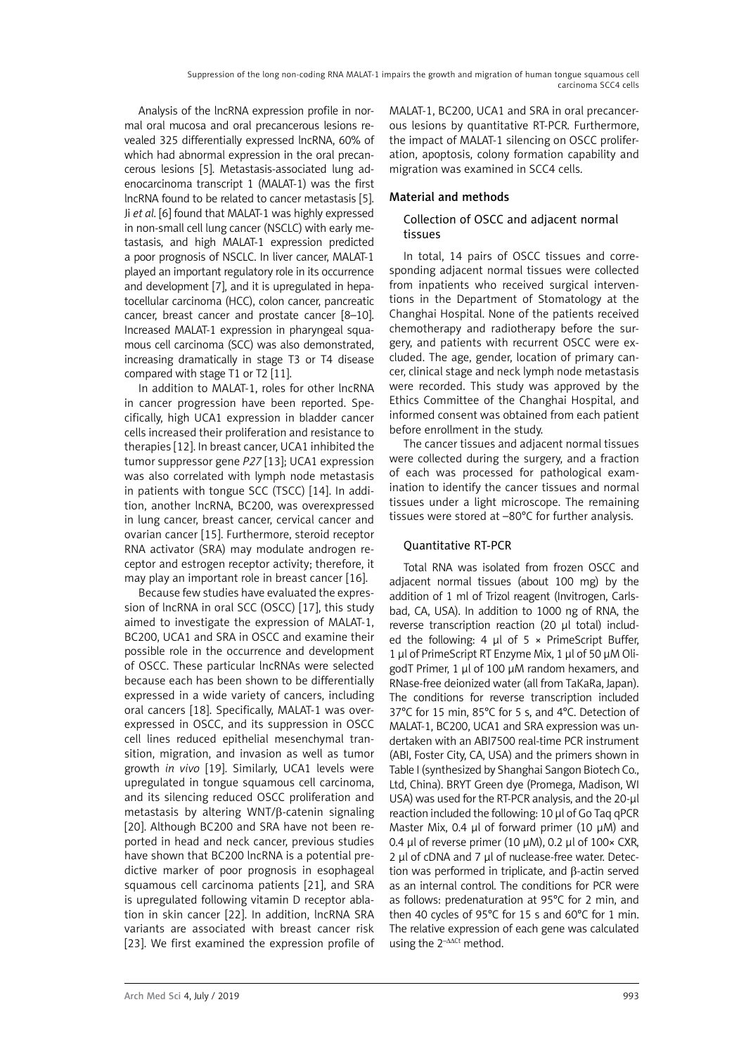Analysis of the lncRNA expression profile in normal oral mucosa and oral precancerous lesions revealed 325 differentially expressed lncRNA, 60% of which had abnormal expression in the oral precancerous lesions [5]. Metastasis-associated lung adenocarcinoma transcript 1 (MALAT-1) was the first lncRNA found to be related to cancer metastasis [5]. Ji *et al*. [6] found that MALAT-1 was highly expressed in non-small cell lung cancer (NSCLC) with early metastasis, and high MALAT-1 expression predicted a poor prognosis of NSCLC. In liver cancer, MALAT-1 played an important regulatory role in its occurrence and development [7], and it is upregulated in hepatocellular carcinoma (HCC), colon cancer, pancreatic cancer, breast cancer and prostate cancer [8–10]. Increased MALAT-1 expression in pharyngeal squamous cell carcinoma (SCC) was also demonstrated, increasing dramatically in stage T3 or T4 disease compared with stage T1 or T2 [11].

In addition to MALAT-1, roles for other lncRNA in cancer progression have been reported. Specifically, high UCA1 expression in bladder cancer cells increased their proliferation and resistance to therapies [12]. In breast cancer, UCA1 inhibited the tumor suppressor gene *P27* [13]; UCA1 expression was also correlated with lymph node metastasis in patients with tongue SCC (TSCC) [14]. In addition, another lncRNA, BC200, was overexpressed in lung cancer, breast cancer, cervical cancer and ovarian cancer [15]. Furthermore, steroid receptor RNA activator (SRA) may modulate androgen receptor and estrogen receptor activity; therefore, it may play an important role in breast cancer [16].

Because few studies have evaluated the expression of lncRNA in oral SCC (OSCC) [17], this study aimed to investigate the expression of MALAT-1, BC200, UCA1 and SRA in OSCC and examine their possible role in the occurrence and development of OSCC. These particular lncRNAs were selected because each has been shown to be differentially expressed in a wide variety of cancers, including oral cancers [18]. Specifically, MALAT-1 was overexpressed in OSCC, and its suppression in OSCC cell lines reduced epithelial mesenchymal transition, migration, and invasion as well as tumor growth *in vivo* [19]. Similarly, UCA1 levels were upregulated in tongue squamous cell carcinoma, and its silencing reduced OSCC proliferation and metastasis by altering WNT/β-catenin signaling [20]. Although BC200 and SRA have not been reported in head and neck cancer, previous studies have shown that BC200 lncRNA is a potential predictive marker of poor prognosis in esophageal squamous cell carcinoma patients [21], and SRA is upregulated following vitamin D receptor ablation in skin cancer [22]. In addition, lncRNA SRA variants are associated with breast cancer risk [23]. We first examined the expression profile of MALAT-1, BC200, UCA1 and SRA in oral precancerous lesions by quantitative RT-PCR. Furthermore, the impact of MALAT-1 silencing on OSCC proliferation, apoptosis, colony formation capability and migration was examined in SCC4 cells.

## Material and methods

### Collection of OSCC and adjacent normal tissues

In total, 14 pairs of OSCC tissues and corresponding adjacent normal tissues were collected from inpatients who received surgical interventions in the Department of Stomatology at the Changhai Hospital. None of the patients received chemotherapy and radiotherapy before the surgery, and patients with recurrent OSCC were excluded. The age, gender, location of primary cancer, clinical stage and neck lymph node metastasis were recorded. This study was approved by the Ethics Committee of the Changhai Hospital, and informed consent was obtained from each patient before enrollment in the study.

The cancer tissues and adjacent normal tissues were collected during the surgery, and a fraction of each was processed for pathological examination to identify the cancer tissues and normal tissues under a light microscope. The remaining tissues were stored at –80°C for further analysis.

### Quantitative RT-PCR

Total RNA was isolated from frozen OSCC and adjacent normal tissues (about 100 mg) by the addition of 1 ml of Trizol reagent (Invitrogen, Carlsbad, CA, USA). In addition to 1000 ng of RNA, the reverse transcription reaction (20 µl total) included the following: 4 µl of 5 × PrimeScript Buffer, 1 µl of PrimeScript RT Enzyme Mix, 1 µl of 50 µM OligodT Primer, 1 µl of 100 µM random hexamers, and RNase-free deionized water (all from TaKaRa, Japan). The conditions for reverse transcription included 37°C for 15 min, 85°C for 5 s, and 4°C. Detection of MALAT-1, BC200, UCA1 and SRA expression was undertaken with an ABI7500 real-time PCR instrument (ABI, Foster City, CA, USA) and the primers shown in Table I (synthesized by Shanghai Sangon Biotech Co., Ltd, China). BRYT Green dye (Promega, Madison, WI USA) was used for the RT-PCR analysis, and the 20-µl reaction included the following: 10 µl of Go Taq qPCR Master Mix, 0.4 µl of forward primer (10 µM) and 0.4 µl of reverse primer (10 µM), 0.2 µl of 100× CXR, 2 µl of cDNA and 7 µl of nuclease-free water. Detection was performed in triplicate, and β-actin served as an internal control. The conditions for PCR were as follows: predenaturation at 95°C for 2 min, and then 40 cycles of 95°C for 15 s and 60°C for 1 min. The relative expression of each gene was calculated using the $2^{-\Delta\Delta Ct}$ method.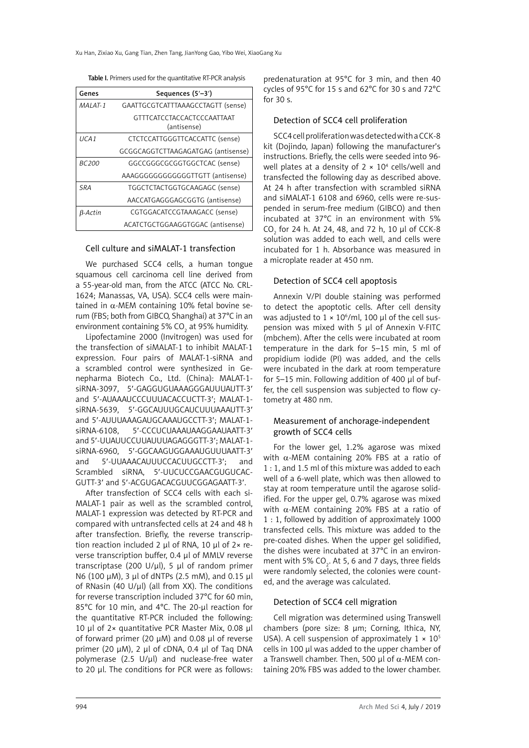**Table I.** Primers used for the quantitative RT-PCR analysis

| Genes | Sequences (5′–3′) |
|---|---|
| *MALAT-1* | GAATTGCGTCATTTAAAGCCTAGTT (sense) |
| | GTTTCATCCTACCACTCCCAATTAAT (antisense) |
| *UCA1* | CTCTCCATTGGGTTCACCATTC (sense) |
| | GCGGCAGGTCTTAAGAGATGAG (antisense) |
| *BC200* | GGCCGGGCGCGGTGGCTCAC (sense) |
| | AAAGGGGGGGGGGGTTGTT (antisense) |
| *SRA* | TGGCTCTACTGGTGCAAGAGC (sense) |
| | AACCATGAGGGAGCGGTG (antisense) |
| *β-Actin* | CGTGGACATCCGTAAAGACC (sense) |
| | ACATCTGCTGGAAGGTGGAC (antisense) |

### Cell culture and siMALAT-1 transfection

We purchased SCC4 cells, a human tongue squamous cell carcinoma cell line derived from a 55-year-old man, from the ATCC (ATCC No. CRL-1624; Manassas, VA, USA). SCC4 cells were maintained in α-MEM containing 10% fetal bovine serum (FBS; both from GIBCO, Shanghai) at 37°C in an environment containing 5% $CO_2$ at 95% humidity.

Lipofectamine 2000 (Invitrogen) was used for the transfection of siMALAT-1 to inhibit MALAT-1 expression. Four pairs of MALAT-1-siRNA and a scrambled control were synthesized in Genepharma Biotech Co., Ltd. (China): MALAT-1-siRNA-3097, 5′-GAGGUGUAAAGGGAUUUAUTT-3′ and 5′-AUAAAUCCCUUUACACCUCTT-3′; MALAT-1-siRNA-5639, 5′-GGCAUUUGCAUCUUUAAAUTT-3′ and 5′-AUUUAAAGAUGCAAAUGCCTT-3′; MALAT-1-siRNA-6108, 5′-CCCUCUAAAUAAGGAAUAATT-3′ and 5′-UUAUUCCUUAUUUAGAGGGTT-3′; MALAT-1-siRNA-6960, 5′-GGCAAGUGGAAAUGUUUAATT-3′ and 5′-UUAAACAUUUCCACUUGCCTT-3′; and Scrambled siRNA, 5′-UUCUCCGAACGUGUCACGUTT-3′ and 5′-ACGUGACACGUUCGGAGAATT-3′.

After transfection of SCC4 cells with each siMALAT-1 pair as well as the scrambled control, MALAT-1 expression was detected by RT-PCR and compared with untransfected cells at 24 and 48 h after transfection. Briefly, the reverse transcription reaction included 2 µl of RNA, 10 µl of 2× reverse transcription buffer, 0.4 µl of MMLV reverse transcriptase (200 U/µl), 5 µl of random primer N6 (100 µM), 3 µl of dNTPs (2.5 mM), and 0.15 µl of RNasin (40 U/µl) (all from XX). The conditions for reverse transcription included 37°C for 60 min, 85°C for 10 min, and 4°C. The 20-µl reaction for the quantitative RT-PCR included the following: 10 µl of 2× quantitative PCR Master Mix, 0.08 µl of forward primer (20 µM) and 0.08 µl of reverse primer (20 µM), 2 µl of cDNA, 0.4 µl of Taq DNA polymerase (2.5 U/µl) and nuclease-free water to 20 µl. The conditions for PCR were as follows: predenaturation at 95°C for 3 min, and then 40 cycles of 95°C for 15 s and 62°C for 30 s and 72°C for 30 s.

### Detection of SCC4 cell proliferation

SCC4 cell proliferation was detected with a CCK-8 kit (Dojindo, Japan) following the manufacturer's instructions. Briefly, the cells were seeded into 96-well plates at a density of $2 \times 10^4$ cells/well and transfected the following day as described above. At 24 h after transfection with scrambled siRNA and siMALAT-1 6108 and 6960, cells were re-suspended in serum-free medium (GIBCO) and then incubated at 37°C in an environment with 5% $CO_2$ for 24 h. At 24, 48, and 72 h, 10 µl of CCK-8 solution was added to each well, and cells were incubated for 1 h. Absorbance was measured in a microplate reader at 450 nm.

### Detection of SCC4 cell apoptosis

Annexin V/PI double staining was performed to detect the apoptotic cells. After cell density was adjusted to $1 \times 10^6$/ml, 100 µl of the cell suspension was mixed with 5 µl of Annexin V-FITC (mbchem). After the cells were incubated at room temperature in the dark for 5–15 min, 5 ml of propidium iodide (PI) was added, and the cells were incubated in the dark at room temperature for 5–15 min. Following addition of 400 µl of buffer, the cell suspension was subjected to flow cytometry at 480 nm.

### Measurement of anchorage-independent growth of SCC4 cells

For the lower gel, 1.2% agarose was mixed with α-MEM containing 20% FBS at a ratio of 1 : 1, and 1.5 ml of this mixture was added to each well of a 6-well plate, which was then allowed to stay at room temperature until the agarose solidified. For the upper gel, 0.7% agarose was mixed with α-MEM containing 20% FBS at a ratio of 1 : 1, followed by addition of approximately 1000 transfected cells. This mixture was added to the pre-coated dishes. When the upper gel solidified, the dishes were incubated at 37°C in an environment with 5% $CO_2$. At 5, 6 and 7 days, three fields were randomly selected, the colonies were counted, and the average was calculated.

### Detection of SCC4 cell migration

Cell migration was determined using Transwell chambers (pore size: 8 µm; Corning, Ithica, NY, USA). A cell suspension of approximately $1 \times 10^5$ cells in 100 µl was added to the upper chamber of a Transwell chamber. Then, 500 µl of α-MEM containing 20% FBS was added to the lower chamber.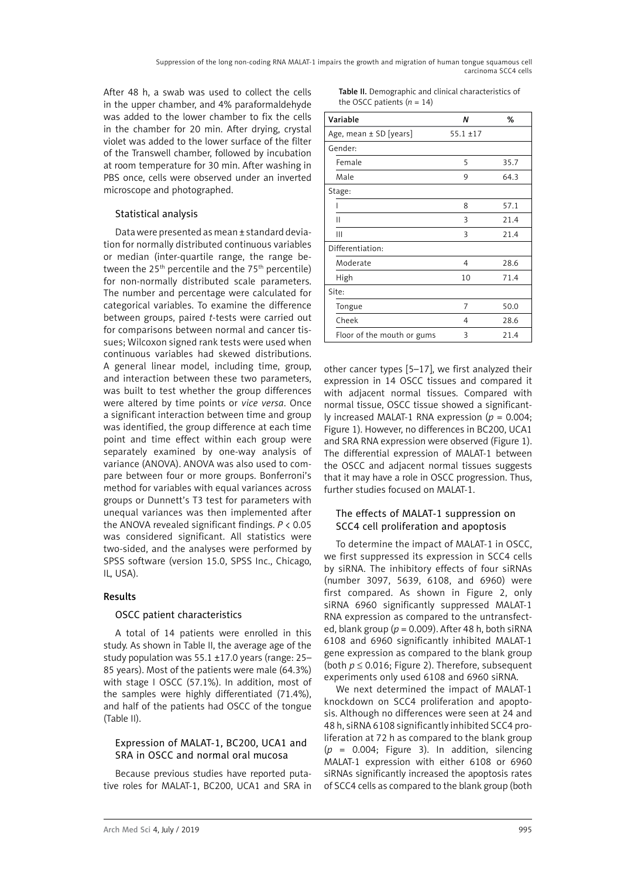After 48 h, a swab was used to collect the cells in the upper chamber, and 4% paraformaldehyde was added to the lower chamber to fix the cells in the chamber for 20 min. After drying, crystal violet was added to the lower surface of the filter of the Transwell chamber, followed by incubation at room temperature for 30 min. After washing in PBS once, cells were observed under an inverted microscope and photographed.

### Statistical analysis

Data were presented as mean ± standard deviation for normally distributed continuous variables or median (inter-quartile range, the range between the 25th percentile and the 75th percentile) for non-normally distributed scale parameters. The number and percentage were calculated for categorical variables. To examine the difference between groups, paired *t*-tests were carried out for comparisons between normal and cancer tissues; Wilcoxon signed rank tests were used when continuous variables had skewed distributions. A general linear model, including time, group, and interaction between these two parameters, was built to test whether the group differences were altered by time points or *vice versa*. Once a significant interaction between time and group was identified, the group difference at each time point and time effect within each group were separately examined by one-way analysis of variance (ANOVA). ANOVA was also used to compare between four or more groups. Bonferroni's method for variables with equal variances across groups or Dunnett's T3 test for parameters with unequal variances was then implemented after the ANOVA revealed significant findings. $P < 0.05$ was considered significant. All statistics were two-sided, and the analyses were performed by SPSS software (version 15.0, SPSS Inc., Chicago, IL, USA).

## Results

### OSCC patient characteristics

A total of 14 patients were enrolled in this study. As shown in Table II, the average age of the study population was 55.1 ±17.0 years (range: 25–85 years). Most of the patients were male (64.3%) with stage I OSCC (57.1%). In addition, most of the samples were highly differentiated (71.4%), and half of the patients had OSCC of the tongue (Table II).

**Table II.** Demographic and clinical characteristics of the OSCC patients ($n$ = 14)

| Variable | *N* | % |
|---|---|---|
| Age, mean ± SD [years] | 55.1 ±17 | |
| Gender: | | |
| Female | 5 | 35.7 |
| Male | 9 | 64.3 |
| Stage: | | |
| I | 8 | 57.1 |
| II | 3 | 21.4 |
| III | 3 | 21.4 |
| Differentiation: | | |
| Moderate | 4 | 28.6 |
| High | 10 | 71.4 |
| Site: | | |
| Tongue | 7 | 50.0 |
| Cheek | 4 | 28.6 |
| Floor of the mouth or gums | 3 | 21.4 |

### Expression of MALAT-1, BC200, UCA1 and SRA in OSCC and normal oral mucosa

Because previous studies have reported putative roles for MALAT-1, BC200, UCA1 and SRA in other cancer types [5–17], we first analyzed their expression in 14 OSCC tissues and compared it with adjacent normal tissues. Compared with normal tissue, OSCC tissue showed a significantly increased MALAT-1 RNA expression ($p$ = 0.004; Figure 1). However, no differences in BC200, UCA1 and SRA RNA expression were observed (Figure 1). The differential expression of MALAT-1 between the OSCC and adjacent normal tissues suggests that it may have a role in OSCC progression. Thus, further studies focused on MALAT-1.

### The effects of MALAT-1 suppression on SCC4 cell proliferation and apoptosis

To determine the impact of MALAT-1 in OSCC, we first suppressed its expression in SCC4 cells by siRNA. The inhibitory effects of four siRNAs (number 3097, 5639, 6108, and 6960) were first compared. As shown in Figure 2, only siRNA 6960 significantly suppressed MALAT-1 RNA expression as compared to the untransfected, blank group ($p$ = 0.009). After 48 h, both siRNA 6108 and 6960 significantly inhibited MALAT-1 gene expression as compared to the blank group (both $p \leq 0.016$; Figure 2). Therefore, subsequent experiments only used 6108 and 6960 siRNA.

We next determined the impact of MALAT-1 knockdown on SCC4 proliferation and apoptosis. Although no differences were seen at 24 and 48 h, siRNA 6108 significantly inhibited SCC4 proliferation at 72 h as compared to the blank group ($p$ = 0.004; Figure 3). In addition, silencing MALAT-1 expression with either 6108 or 6960 siRNAs significantly increased the apoptosis rates of SCC4 cells as compared to the blank group (both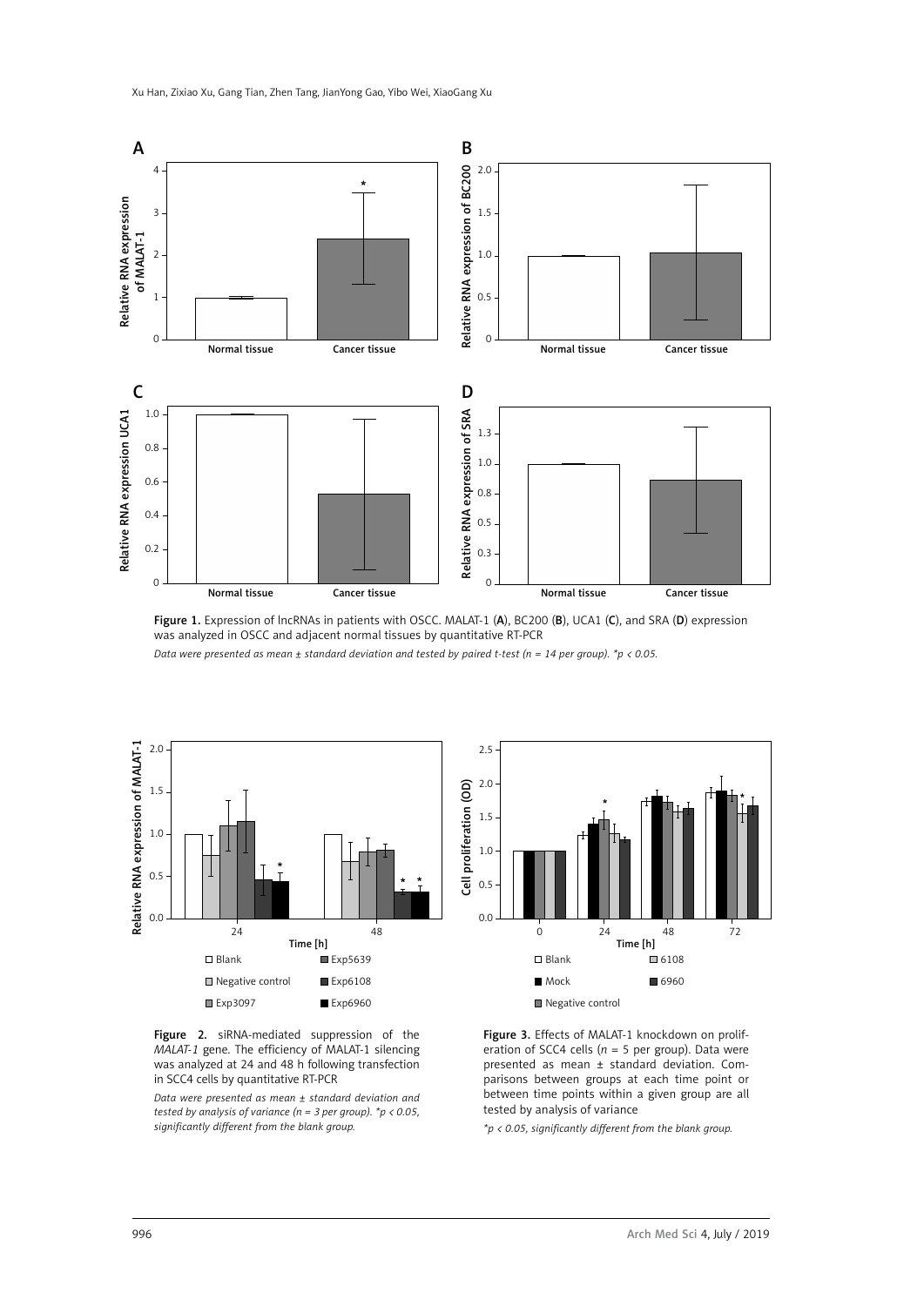Figure 1. Expression of lncRNAs in patients with OSCC. MALAT-1 (**A**), BC200 (**B**), UCA1 (**C**), and SRA (**D**) expression was analyzed in OSCC and adjacent normal tissues by quantitative RT-PCR

*Data were presented as mean ± standard deviation and tested by paired t-test (n = 14 per group). *p < 0.05.*

**Figure 2.** siRNA-mediated suppression of the *MALAT-1* gene. The efficiency of MALAT-1 silencing was analyzed at 24 and 48 h following transfection in SCC4 cells by quantitative RT-PCR

*Data were presented as mean ± standard deviation and tested by analysis of variance (n = 3 per group). *p < 0.05, significantly different from the blank group.*

**Figure 3.** Effects of MALAT-1 knockdown on proliferation of SCC4 cells (*n* = 5 per group). Data were presented as mean ± standard deviation. Comparisons between groups at each time point or between time points within a given group are all tested by analysis of variance

**p < 0.05, significantly different from the blank group.*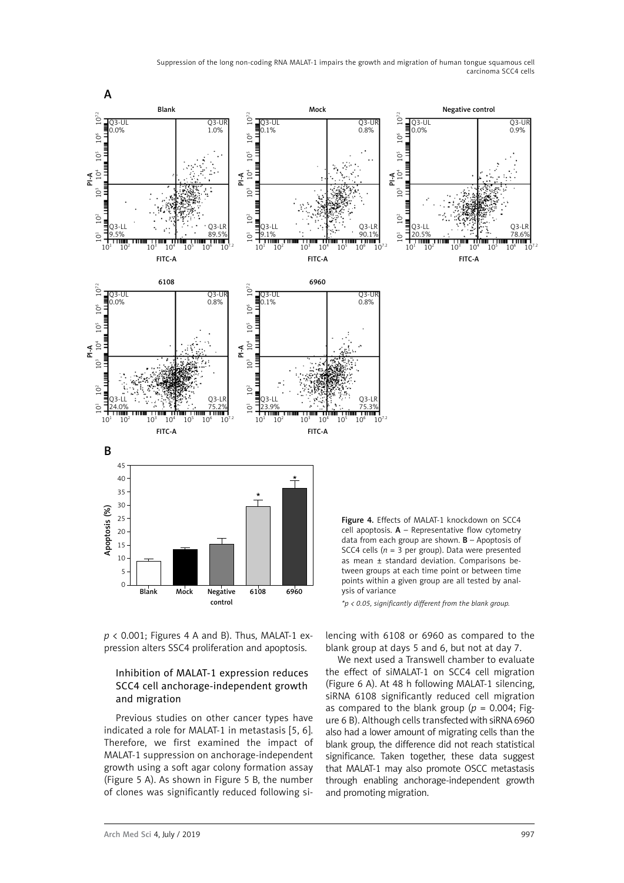**Figure 4.** Effects of MALAT-1 knockdown on SCC4 cell apoptosis. **A** – Representative flow cytometry data from each group are shown. **B** – Apoptosis of SCC4 cells ($n$ = 3 per group). Data were presented as mean ± standard deviation. Comparisons between groups at each time point or between time points within a given group are all tested by analysis of variance

*\*p < 0.05, significantly different from the blank group.*

$p$ < 0.001; Figures 4 A and B). Thus, MALAT-1 expression alters SSC4 proliferation and apoptosis.

### Inhibition of MALAT-1 expression reduces SCC4 cell anchorage-independent growth and migration

Previous studies on other cancer types have indicated a role for MALAT-1 in metastasis [5, 6]. Therefore, we first examined the impact of MALAT-1 suppression on anchorage-independent growth using a soft agar colony formation assay (Figure 5 A). As shown in Figure 5 B, the number of clones was significantly reduced following silencing with 6108 or 6960 as compared to the blank group at days 5 and 6, but not at day 7.

We next used a Transwell chamber to evaluate the effect of siMALAT-1 on SCC4 cell migration (Figure 6 A). At 48 h following MALAT-1 silencing, siRNA 6108 significantly reduced cell migration as compared to the blank group ($p$ = 0.004; Figure 6 B). Although cells transfected with siRNA 6960 also had a lower amount of migrating cells than the blank group, the difference did not reach statistical significance. Taken together, these data suggest that MALAT-1 may also promote OSCC metastasis through enabling anchorage-independent growth and promoting migration.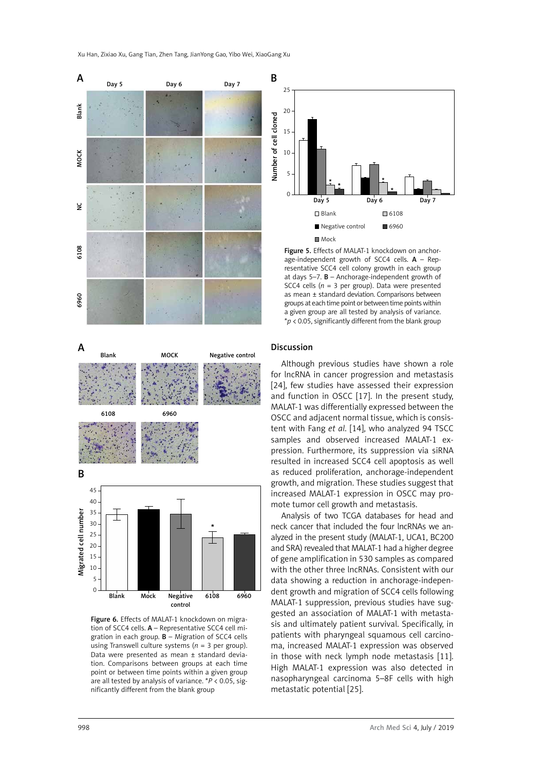Figure 5. Effects of MALAT-1 knockdown on anchorage-independent growth of SCC4 cells. **A** – Representative SCC4 cell colony growth in each group at days 5–7. **B** – Anchorage-independent growth of SCC4 cells ($n = 3$ per group). Data were presented as mean ± standard deviation. Comparisons between groups at each time point or between time points within a given group are all tested by analysis of variance. *$p < 0.05$, significantly different from the blank group

Figure 6. Effects of MALAT-1 knockdown on migration of SCC4 cells. **A** – Representative SCC4 cell migration in each group. **B** – Migration of SCC4 cells using Transwell culture systems ($n = 3$ per group). Data were presented as mean ± standard deviation. Comparisons between groups at each time point or between time points within a given group are all tested by analysis of variance. *$P < 0.05$, significantly different from the blank group

## Discussion

Although previous studies have shown a role for lncRNA in cancer progression and metastasis [24], few studies have assessed their expression and function in OSCC [17]. In the present study, MALAT-1 was differentially expressed between the OSCC and adjacent normal tissue, which is consistent with Fang *et al.* [14], who analyzed 94 TSCC samples and observed increased MALAT-1 expression. Furthermore, its suppression via siRNA resulted in increased SCC4 cell apoptosis as well as reduced proliferation, anchorage-independent growth, and migration. These studies suggest that increased MALAT-1 expression in OSCC may promote tumor cell growth and metastasis.

Analysis of two TCGA databases for head and neck cancer that included the four lncRNAs we analyzed in the present study (MALAT-1, UCA1, BC200 and SRA) revealed that MALAT-1 had a higher degree of gene amplification in 530 samples as compared with the other three lncRNAs. Consistent with our data showing a reduction in anchorage-independent growth and migration of SCC4 cells following MALAT-1 suppression, previous studies have suggested an association of MALAT-1 with metastasis and ultimately patient survival. Specifically, in patients with pharyngeal squamous cell carcinoma, increased MALAT-1 expression was observed in those with neck lymph node metastasis [11]. High MALAT-1 expression was also detected in nasopharyngeal carcinoma 5–8F cells with high metastatic potential [25].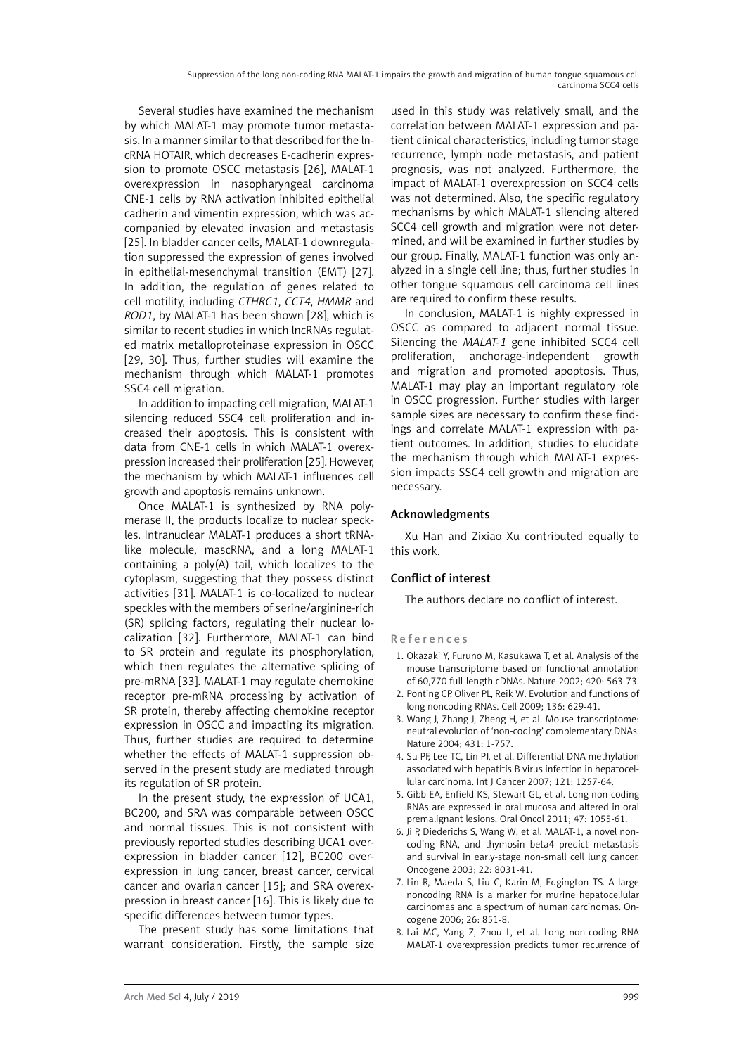Several studies have examined the mechanism by which MALAT-1 may promote tumor metastasis. In a manner similar to that described for the lncRNA HOTAIR, which decreases E-cadherin expression to promote OSCC metastasis [26], MALAT-1 overexpression in nasopharyngeal carcinoma CNE-1 cells by RNA activation inhibited epithelial cadherin and vimentin expression, which was accompanied by elevated invasion and metastasis [25]. In bladder cancer cells, MALAT-1 downregulation suppressed the expression of genes involved in epithelial-mesenchymal transition (EMT) [27]. In addition, the regulation of genes related to cell motility, including *CTHRC1*, *CCT4*, *HMMR* and *ROD1*, by MALAT-1 has been shown [28], which is similar to recent studies in which lncRNAs regulated matrix metalloproteinase expression in OSCC [29, 30]. Thus, further studies will examine the mechanism through which MALAT-1 promotes SSC4 cell migration.

In addition to impacting cell migration, MALAT-1 silencing reduced SSC4 cell proliferation and increased their apoptosis. This is consistent with data from CNE-1 cells in which MALAT-1 overexpression increased their proliferation [25]. However, the mechanism by which MALAT-1 influences cell growth and apoptosis remains unknown.

Once MALAT-1 is synthesized by RNA polymerase II, the products localize to nuclear speckles. Intranuclear MALAT-1 produces a short tRNA-like molecule, mascRNA, and a long MALAT-1 containing a poly(A) tail, which localizes to the cytoplasm, suggesting that they possess distinct activities [31]. MALAT-1 is co-localized to nuclear speckles with the members of serine/arginine-rich (SR) splicing factors, regulating their nuclear localization [32]. Furthermore, MALAT-1 can bind to SR protein and regulate its phosphorylation, which then regulates the alternative splicing of pre-mRNA [33]. MALAT-1 may regulate chemokine receptor pre-mRNA processing by activation of SR protein, thereby affecting chemokine receptor expression in OSCC and impacting its migration. Thus, further studies are required to determine whether the effects of MALAT-1 suppression observed in the present study are mediated through its regulation of SR protein.

In the present study, the expression of UCA1, BC200, and SRA was comparable between OSCC and normal tissues. This is not consistent with previously reported studies describing UCA1 overexpression in bladder cancer [12], BC200 overexpression in lung cancer, breast cancer, cervical cancer and ovarian cancer [15]; and SRA overexpression in breast cancer [16]. This is likely due to specific differences between tumor types.

The present study has some limitations that warrant consideration. Firstly, the sample size used in this study was relatively small, and the correlation between MALAT-1 expression and patient clinical characteristics, including tumor stage recurrence, lymph node metastasis, and patient prognosis, was not analyzed. Furthermore, the impact of MALAT-1 overexpression on SCC4 cells was not determined. Also, the specific regulatory mechanisms by which MALAT-1 silencing altered SCC4 cell growth and migration were not determined, and will be examined in further studies by our group. Finally, MALAT-1 function was only analyzed in a single cell line; thus, further studies in other tongue squamous cell carcinoma cell lines are required to confirm these results.

In conclusion, MALAT-1 is highly expressed in OSCC as compared to adjacent normal tissue. Silencing the *MALAT-1* gene inhibited SCC4 cell proliferation, anchorage-independent growth and migration and promoted apoptosis. Thus, MALAT-1 may play an important regulatory role in OSCC progression. Further studies with larger sample sizes are necessary to confirm these findings and correlate MALAT-1 expression with patient outcomes. In addition, studies to elucidate the mechanism through which MALAT-1 expression impacts SSC4 cell growth and migration are necessary.

## Acknowledgments

Xu Han and Zixiao Xu contributed equally to this work.

## Conflict of interest

The authors declare no conflict of interest.

## References

1. Okazaki Y, Furuno M, Kasukawa T, et al. Analysis of the mouse transcriptome based on functional annotation of 60,770 full-length cDNAs. Nature 2002; 420: 563-73.
2. Ponting CP, Oliver PL, Reik W. Evolution and functions of long noncoding RNAs. Cell 2009; 136: 629-41.
3. Wang J, Zhang J, Zheng H, et al. Mouse transcriptome: neutral evolution of 'non-coding' complementary DNAs. Nature 2004; 431: 1-757.
4. Su PF, Lee TC, Lin PJ, et al. Differential DNA methylation associated with hepatitis B virus infection in hepatocellular carcinoma. Int J Cancer 2007; 121: 1257-64.
5. Gibb EA, Enfield KS, Stewart GL, et al. Long non-coding RNAs are expressed in oral mucosa and altered in oral premalignant lesions. Oral Oncol 2011; 47: 1055-61.
6. Ji P, Diederichs S, Wang W, et al. MALAT-1, a novel noncoding RNA, and thymosin beta4 predict metastasis and survival in early-stage non-small cell lung cancer. Oncogene 2003; 22: 8031-41.
7. Lin R, Maeda S, Liu C, Karin M, Edgington TS. A large noncoding RNA is a marker for murine hepatocellular carcinomas and a spectrum of human carcinomas. Oncogene 2006; 26: 851-8.
8. Lai MC, Yang Z, Zhou L, et al. Long non-coding RNA MALAT-1 overexpression predicts tumor recurrence of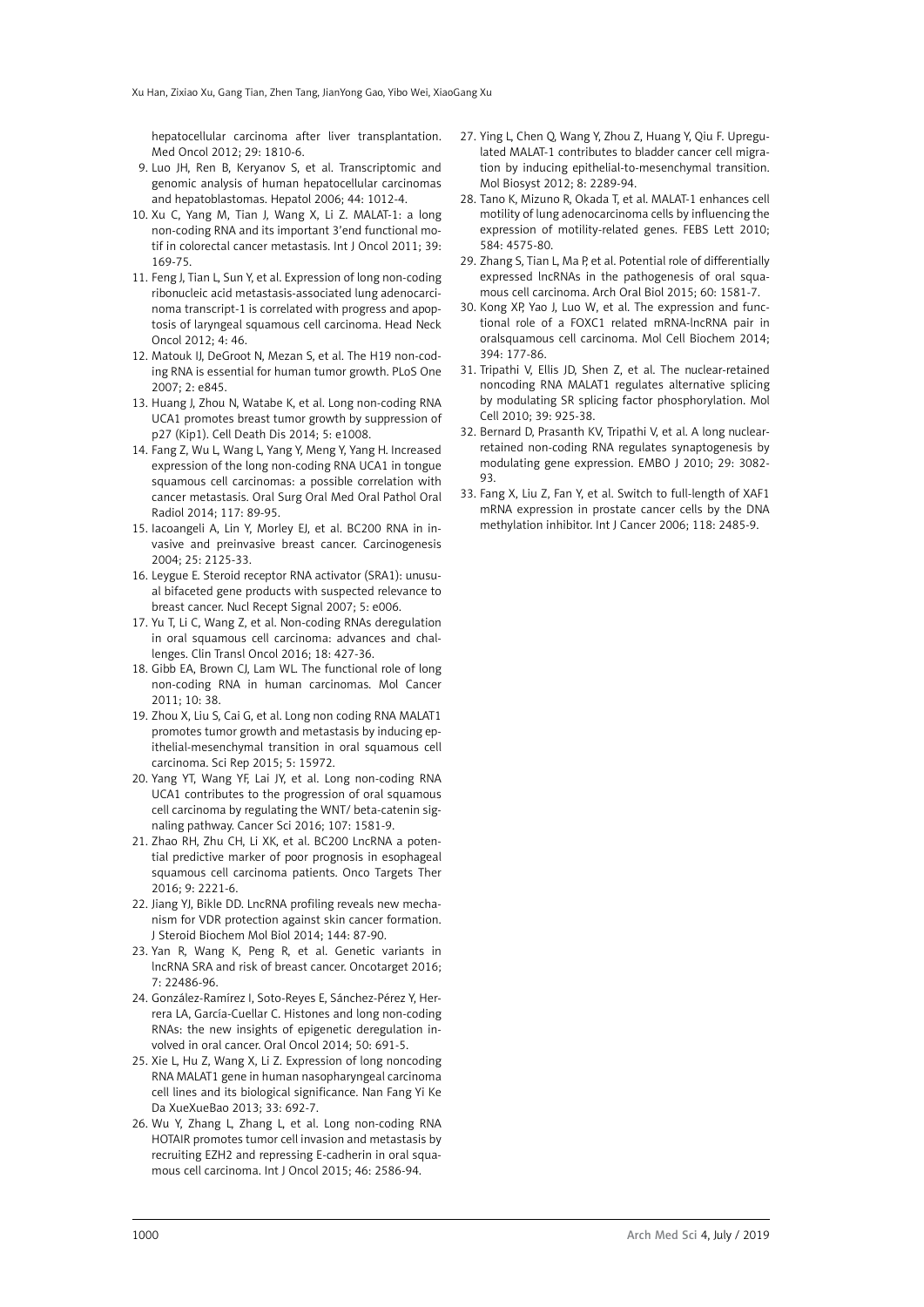hepatocellular carcinoma after liver transplantation. Med Oncol 2012; 29: 1810-6.

9. Luo JH, Ren B, Keryanov S, et al. Transcriptomic and genomic analysis of human hepatocellular carcinomas and hepatoblastomas. Hepatol 2006; 44: 1012-4.
10. Xu C, Yang M, Tian J, Wang X, Li Z. MALAT-1: a long non-coding RNA and its important 3'end functional motif in colorectal cancer metastasis. Int J Oncol 2011; 39: 169-75.
11. Feng J, Tian L, Sun Y, et al. Expression of long non-coding ribonucleic acid metastasis-associated lung adenocarcinoma transcript-1 is correlated with progress and apoptosis of laryngeal squamous cell carcinoma. Head Neck Oncol 2012; 4: 46.
12. Matouk IJ, DeGroot N, Mezan S, et al. The H19 non-coding RNA is essential for human tumor growth. PLoS One 2007; 2: e845.
13. Huang J, Zhou N, Watabe K, et al. Long non-coding RNA UCA1 promotes breast tumor growth by suppression of p27 (Kip1). Cell Death Dis 2014; 5: e1008.
14. Fang Z, Wu L, Wang L, Yang Y, Meng Y, Yang H. Increased expression of the long non-coding RNA UCA1 in tongue squamous cell carcinomas: a possible correlation with cancer metastasis. Oral Surg Oral Med Oral Pathol Oral Radiol 2014; 117: 89-95.
15. Iacoangeli A, Lin Y, Morley EJ, et al. BC200 RNA in invasive and preinvasive breast cancer. Carcinogenesis 2004; 25: 2125-33.
16. Leygue E. Steroid receptor RNA activator (SRA1): unusual bifaceted gene products with suspected relevance to breast cancer. Nucl Recept Signal 2007; 5: e006.
17. Yu T, Li C, Wang Z, et al. Non-coding RNAs deregulation in oral squamous cell carcinoma: advances and challenges. Clin Transl Oncol 2016; 18: 427-36.
18. Gibb EA, Brown CJ, Lam WL. The functional role of long non-coding RNA in human carcinomas. Mol Cancer 2011; 10: 38.
19. Zhou X, Liu S, Cai G, et al. Long non coding RNA MALAT1 promotes tumor growth and metastasis by inducing epithelial-mesenchymal transition in oral squamous cell carcinoma. Sci Rep 2015; 5: 15972.
20. Yang YT, Wang YF, Lai JY, et al. Long non-coding RNA UCA1 contributes to the progression of oral squamous cell carcinoma by regulating the WNT/ beta-catenin signaling pathway. Cancer Sci 2016; 107: 1581-9.
21. Zhao RH, Zhu CH, Li XK, et al. BC200 LncRNA a potential predictive marker of poor prognosis in esophageal squamous cell carcinoma patients. Onco Targets Ther 2016; 9: 2221-6.
22. Jiang YJ, Bikle DD. LncRNA profiling reveals new mechanism for VDR protection against skin cancer formation. J Steroid Biochem Mol Biol 2014; 144: 87-90.
23. Yan R, Wang K, Peng R, et al. Genetic variants in lncRNA SRA and risk of breast cancer. Oncotarget 2016; 7: 22486-96.
24. González-Ramírez I, Soto-Reyes E, Sánchez-Pérez Y, Herrera LA, García-Cuellar C. Histones and long non-coding RNAs: the new insights of epigenetic deregulation involved in oral cancer. Oral Oncol 2014; 50: 691-5.
25. Xie L, Hu Z, Wang X, Li Z. Expression of long noncoding RNA MALAT1 gene in human nasopharyngeal carcinoma cell lines and its biological significance. Nan Fang Yi Ke Da XueXueBao 2013; 33: 692-7.
26. Wu Y, Zhang L, Zhang L, et al. Long non-coding RNA HOTAIR promotes tumor cell invasion and metastasis by recruiting EZH2 and repressing E-cadherin in oral squamous cell carcinoma. Int J Oncol 2015; 46: 2586-94.
27. Ying L, Chen Q, Wang Y, Zhou Z, Huang Y, Qiu F. Upregulated MALAT-1 contributes to bladder cancer cell migration by inducing epithelial-to-mesenchymal transition. Mol Biosyst 2012; 8: 2289-94.
28. Tano K, Mizuno R, Okada T, et al. MALAT-1 enhances cell motility of lung adenocarcinoma cells by influencing the expression of motility-related genes. FEBS Lett 2010; 584: 4575-80.
29. Zhang S, Tian L, Ma P, et al. Potential role of differentially expressed lncRNAs in the pathogenesis of oral squamous cell carcinoma. Arch Oral Biol 2015; 60: 1581-7.
30. Kong XP, Yao J, Luo W, et al. The expression and functional role of a FOXC1 related mRNA-lncRNA pair in oralsquamous cell carcinoma. Mol Cell Biochem 2014; 394: 177-86.
31. Tripathi V, Ellis JD, Shen Z, et al. The nuclear-retained noncoding RNA MALAT1 regulates alternative splicing by modulating SR splicing factor phosphorylation. Mol Cell 2010; 39: 925-38.
32. Bernard D, Prasanth KV, Tripathi V, et al. A long nuclear-retained non-coding RNA regulates synaptogenesis by modulating gene expression. EMBO J 2010; 29: 3082-93.
33. Fang X, Liu Z, Fan Y, et al. Switch to full-length of XAF1 mRNA expression in prostate cancer cells by the DNA methylation inhibitor. Int J Cancer 2006; 118: 2485-9.